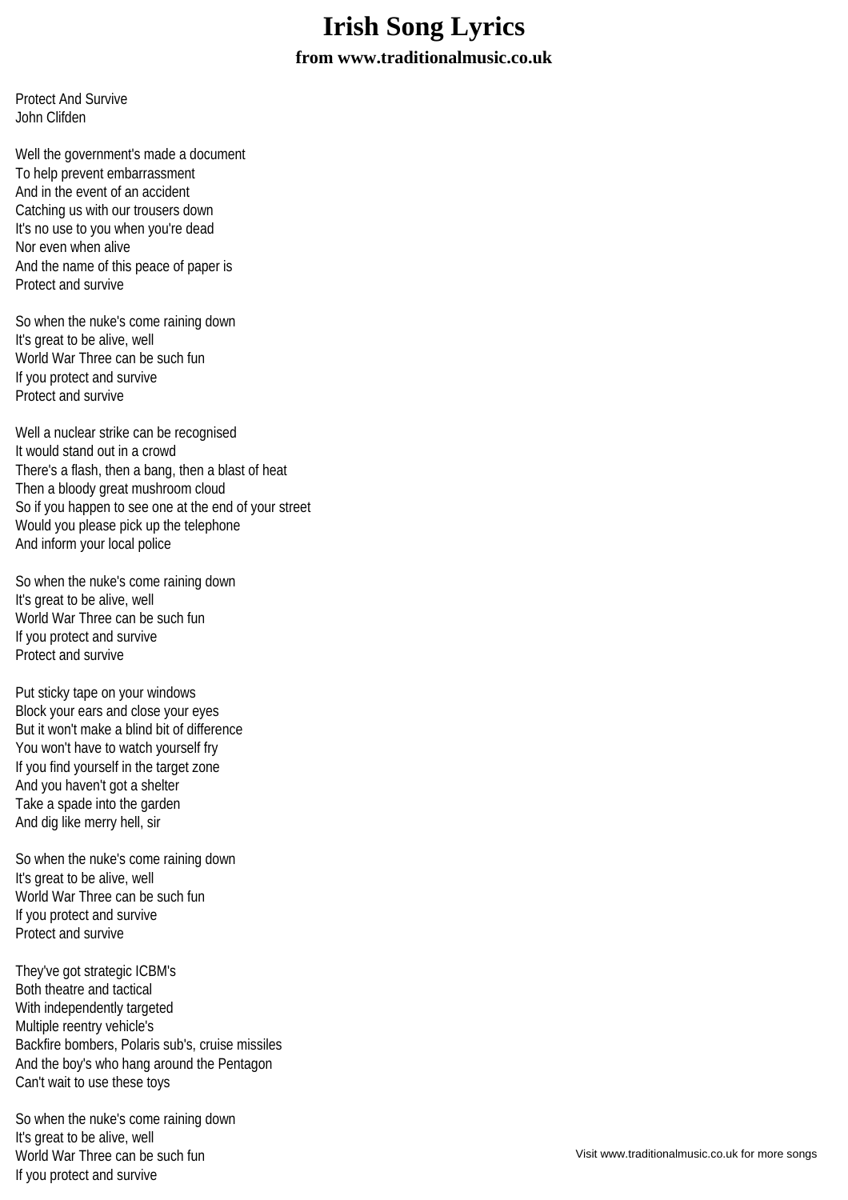# Irish Song Lyrics

### from www.traditionalmusic.co.uk

Protect And Survive
John Clifden

Well the government's made a document
To help prevent embarrassment
And in the event of an accident
Catching us with our trousers down
It's no use to you when you're dead
Nor even when alive
And the name of this peace of paper is
Protect and survive

So when the nuke's come raining down
It's great to be alive, well
World War Three can be such fun
If you protect and survive
Protect and survive

Well a nuclear strike can be recognised
It would stand out in a crowd
There's a flash, then a bang, then a blast of heat
Then a bloody great mushroom cloud
So if you happen to see one at the end of your street
Would you please pick up the telephone
And inform your local police

So when the nuke's come raining down
It's great to be alive, well
World War Three can be such fun
If you protect and survive
Protect and survive

Put sticky tape on your windows
Block your ears and close your eyes
But it won't make a blind bit of difference
You won't have to watch yourself fry
If you find yourself in the target zone
And you haven't got a shelter
Take a spade into the garden
And dig like merry hell, sir

So when the nuke's come raining down
It's great to be alive, well
World War Three can be such fun
If you protect and survive
Protect and survive

They've got strategic ICBM's
Both theatre and tactical
With independently targeted
Multiple reentry vehicle's
Backfire bombers, Polaris sub's, cruise missiles
And the boy's who hang around the Pentagon
Can't wait to use these toys

So when the nuke's come raining down
It's great to be alive, well
World War Three can be such fun
If you protect and survive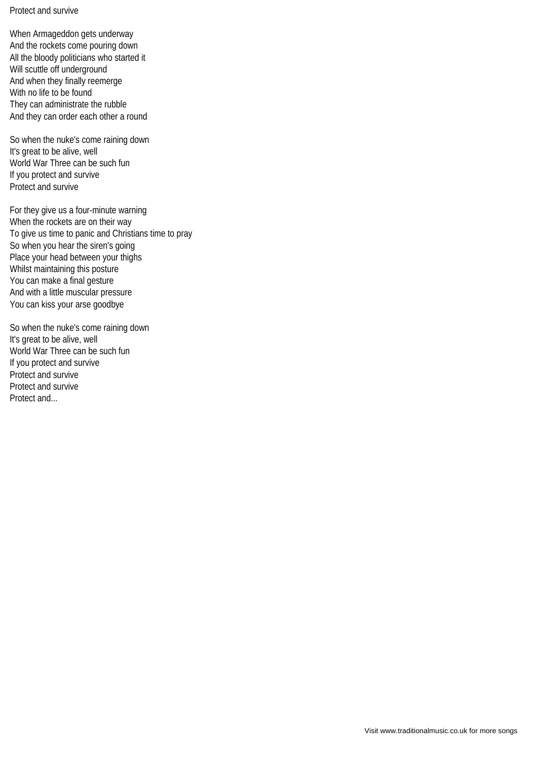Protect and survive

When Armageddon gets underway
And the rockets come pouring down
All the bloody politicians who started it
Will scuttle off underground
And when they finally reemerge
With no life to be found
They can administrate the rubble
And they can order each other a round

So when the nuke's come raining down
It's great to be alive, well
World War Three can be such fun
If you protect and survive
Protect and survive

For they give us a four-minute warning
When the rockets are on their way
To give us time to panic and Christians time to pray
So when you hear the siren's going
Place your head between your thighs
Whilst maintaining this posture
You can make a final gesture
And with a little muscular pressure
You can kiss your arse goodbye

So when the nuke's come raining down
It's great to be alive, well
World War Three can be such fun
If you protect and survive
Protect and survive
Protect and survive
Protect and...